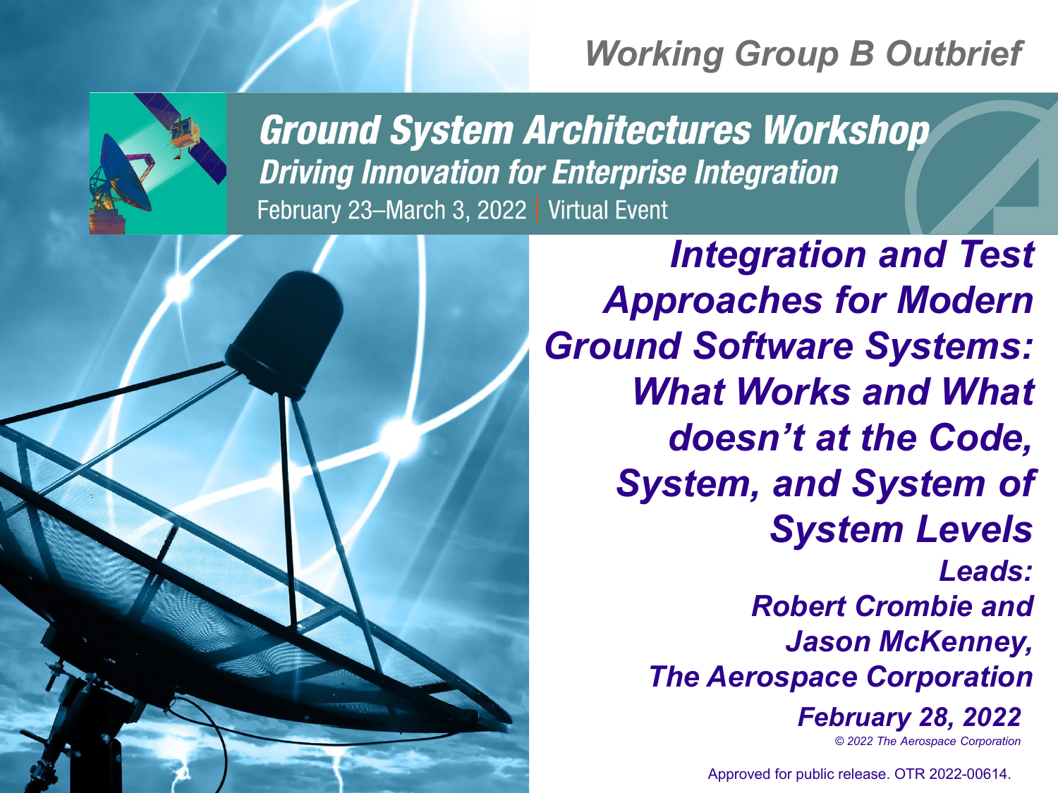*Working Group B Outbrief*

# Ground System Architectures Workshop

## *Driving Innovation for Enterprise Integration*

February 23–March 3, 2022 | Virtual Event

# *Integration and Test Approaches for Modern Ground Software Systems: What Works and What doesn't at the Code, System, and System of System Levels*

***Leads:***
***Robert Crombie and Jason McKenney, The Aerospace Corporation***

***February 28, 2022***

*© 2022 The Aerospace Corporation*

Approved for public release. OTR 2022-00614.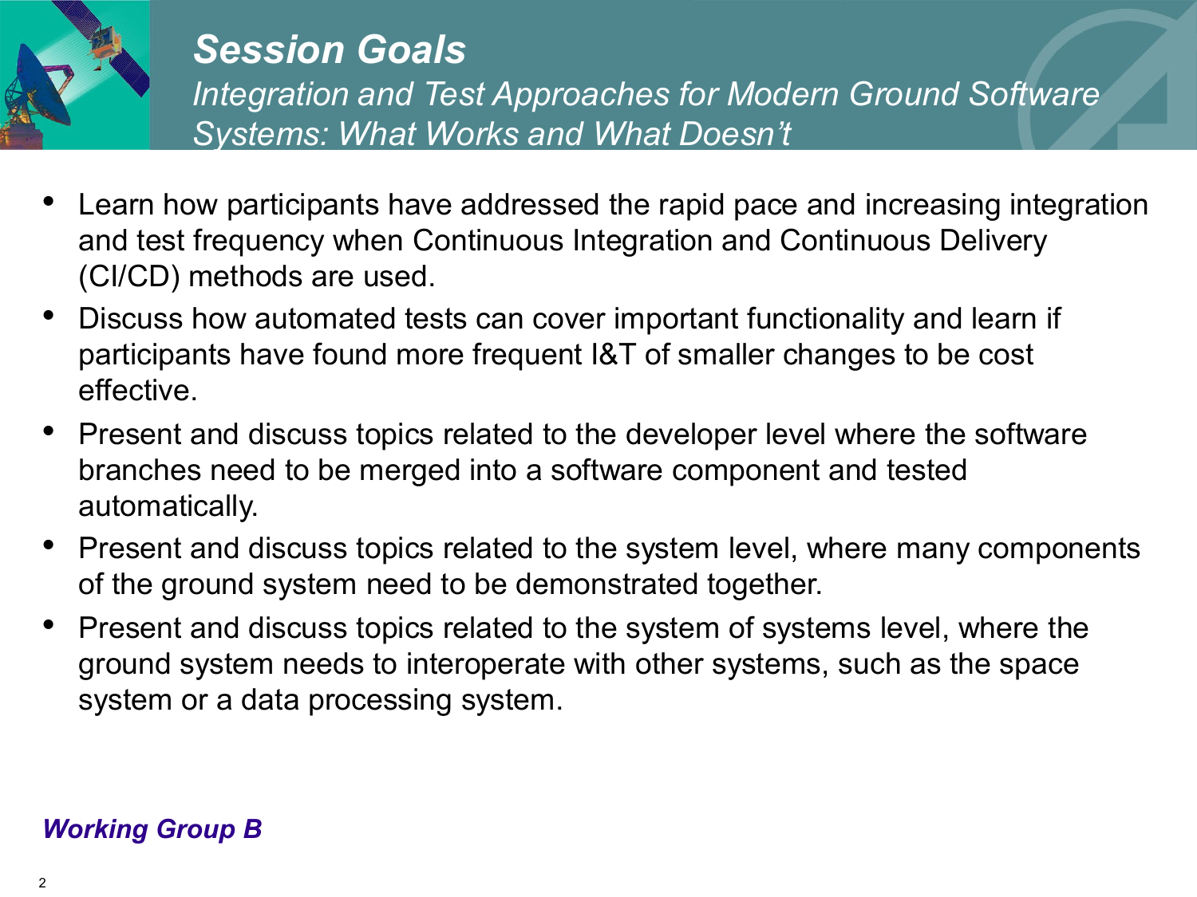# *Session Goals*

*Integration and Test Approaches for Modern Ground Software Systems: What Works and What Doesn't*

- Learn how participants have addressed the rapid pace and increasing integration and test frequency when Continuous Integration and Continuous Delivery (CI/CD) methods are used.
- Discuss how automated tests can cover important functionality and learn if participants have found more frequent I&T of smaller changes to be cost effective.
- Present and discuss topics related to the developer level where the software branches need to be merged into a software component and tested automatically.
- Present and discuss topics related to the system level, where many components of the ground system need to be demonstrated together.
- Present and discuss topics related to the system of systems level, where the ground system needs to interoperate with other systems, such as the space system or a data processing system.

***Working Group B***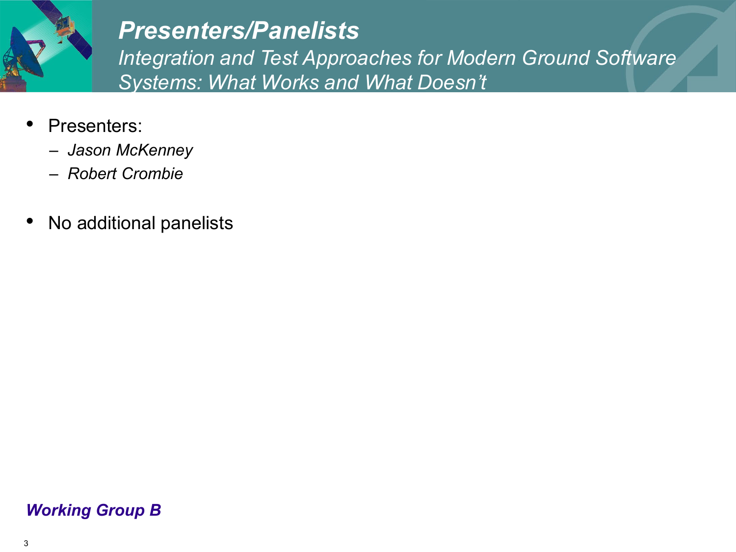# ***Presenters/Panelists***

*Integration and Test Approaches for Modern Ground Software Systems: What Works and What Doesn't*

- Presenters:
  - *Jason McKenney*
  - *Robert Crombie*

- No additional panelists

***Working Group B***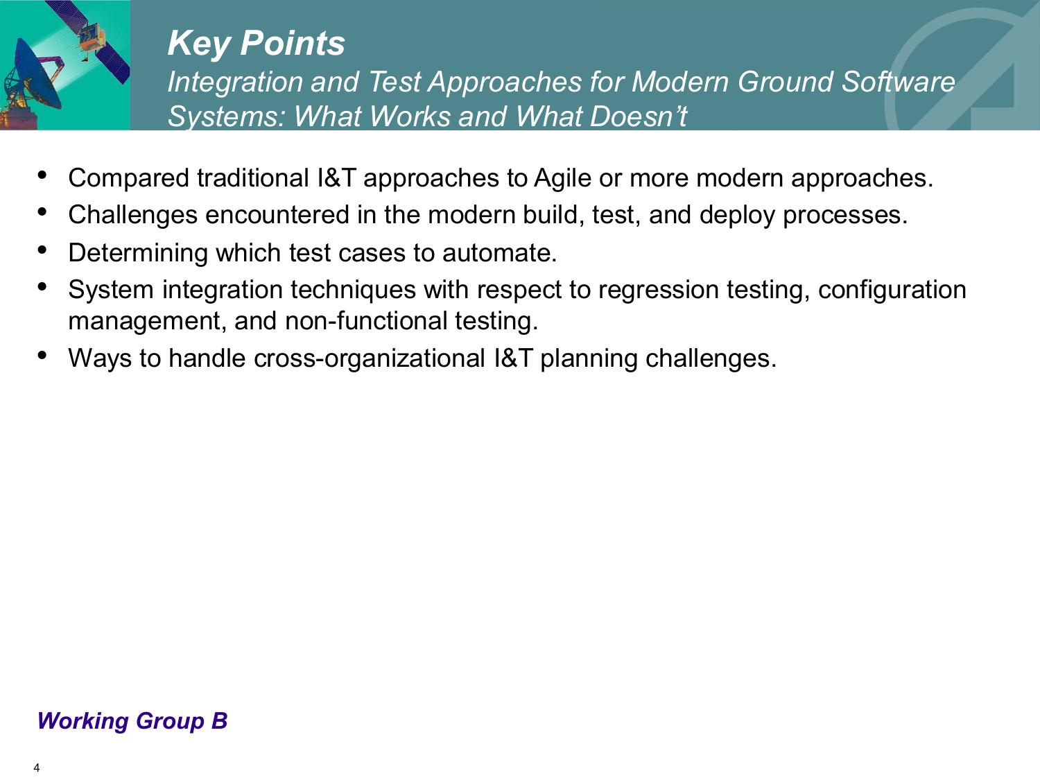# Key Points

*Integration and Test Approaches for Modern Ground Software Systems: What Works and What Doesn't*

- Compared traditional I&T approaches to Agile or more modern approaches.
- Challenges encountered in the modern build, test, and deploy processes.
- Determining which test cases to automate.
- System integration techniques with respect to regression testing, configuration management, and non-functional testing.
- Ways to handle cross-organizational I&T planning challenges.

***Working Group B***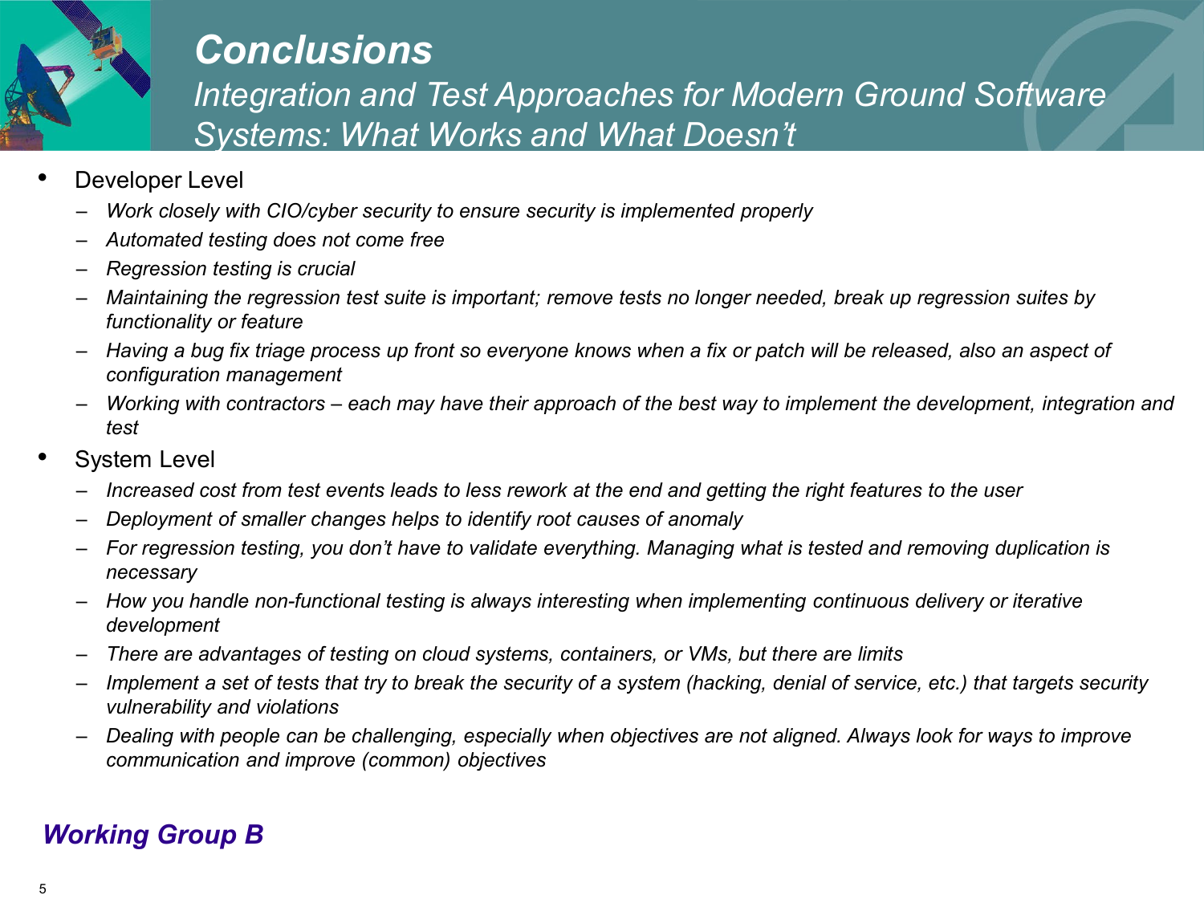# Conclusions

## *Integration and Test Approaches for Modern Ground Software Systems: What Works and What Doesn't*

- Developer Level
  - *Work closely with CIO/cyber security to ensure security is implemented properly*
  - *Automated testing does not come free*
  - *Regression testing is crucial*
  - *Maintaining the regression test suite is important; remove tests no longer needed, break up regression suites by functionality or feature*
  - *Having a bug fix triage process up front so everyone knows when a fix or patch will be released, also an aspect of configuration management*
  - *Working with contractors – each may have their approach of the best way to implement the development, integration and test*
- System Level
  - *Increased cost from test events leads to less rework at the end and getting the right features to the user*
  - *Deployment of smaller changes helps to identify root causes of anomaly*
  - *For regression testing, you don't have to validate everything. Managing what is tested and removing duplication is necessary*
  - *How you handle non-functional testing is always interesting when implementing continuous delivery or iterative development*
  - *There are advantages of testing on cloud systems, containers, or VMs, but there are limits*
  - *Implement a set of tests that try to break the security of a system (hacking, denial of service, etc.) that targets security vulnerability and violations*
  - *Dealing with people can be challenging, especially when objectives are not aligned. Always look for ways to improve communication and improve (common) objectives*

***Working Group B***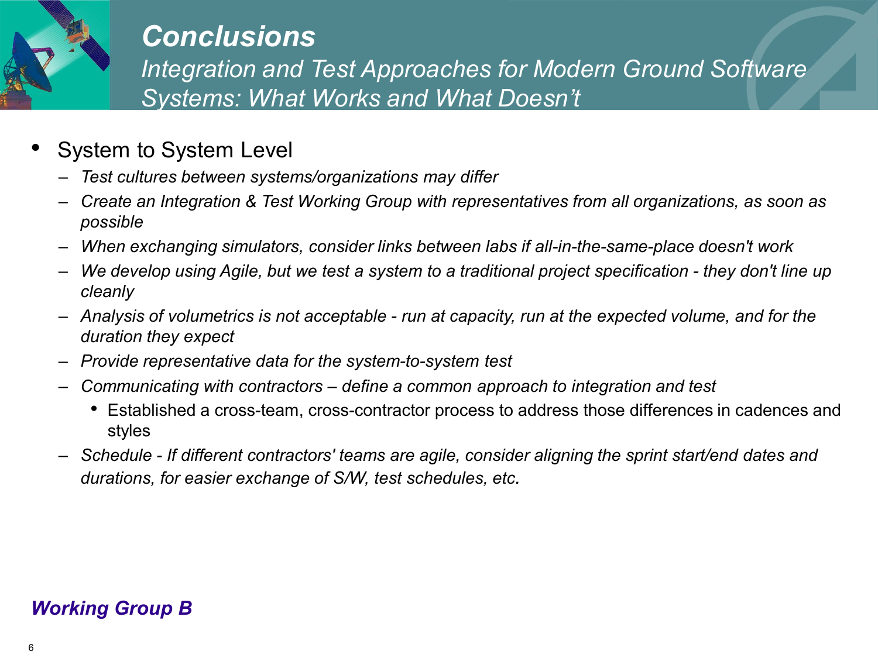# Conclusions

*Integration and Test Approaches for Modern Ground Software Systems: What Works and What Doesn't*

- System to System Level
  - *Test cultures between systems/organizations may differ*
  - *Create an Integration & Test Working Group with representatives from all organizations, as soon as possible*
  - *When exchanging simulators, consider links between labs if all-in-the-same-place doesn't work*
  - *We develop using Agile, but we test a system to a traditional project specification - they don't line up cleanly*
  - *Analysis of volumetrics is not acceptable - run at capacity, run at the expected volume, and for the duration they expect*
  - *Provide representative data for the system-to-system test*
  - *Communicating with contractors – define a common approach to integration and test*
    - Established a cross-team, cross-contractor process to address those differences in cadences and styles
  - *Schedule - If different contractors' teams are agile, consider aligning the sprint start/end dates and durations, for easier exchange of S/W, test schedules, etc.*

***Working Group B***